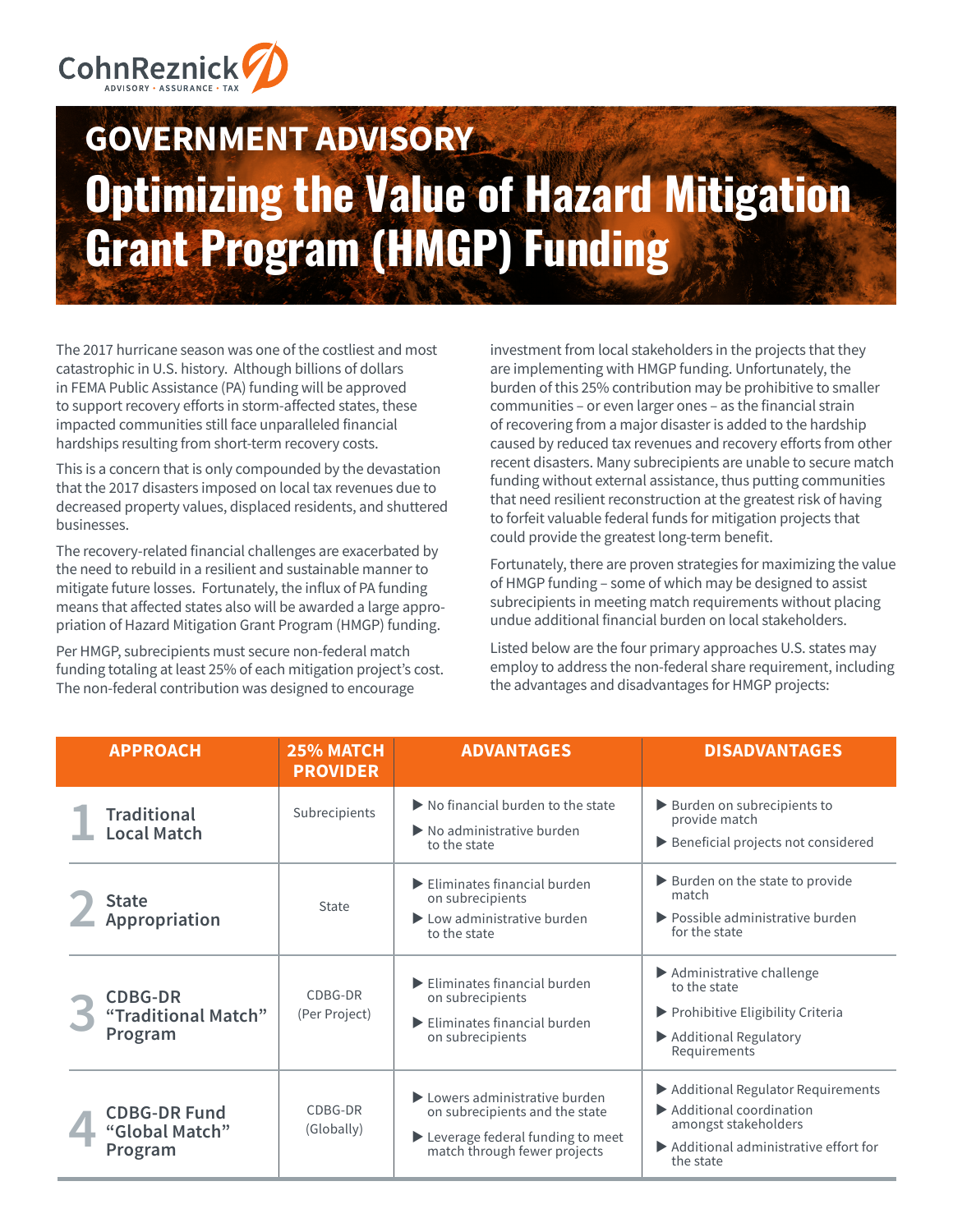CohnReznick ADVISORY · ASSURANCE · TAX

# GOVERNMENT ADVISORY

## Optimizing the Value of Hazard Mitigation Grant Program (HMGP) Funding

The 2017 hurricane season was one of the costliest and most catastrophic in U.S. history. Although billions of dollars in FEMA Public Assistance (PA) funding will be approved to support recovery efforts in storm-affected states, these impacted communities still face unparalleled financial hardships resulting from short-term recovery costs.

This is a concern that is only compounded by the devastation that the 2017 disasters imposed on local tax revenues due to decreased property values, displaced residents, and shuttered businesses.

The recovery-related financial challenges are exacerbated by the need to rebuild in a resilient and sustainable manner to mitigate future losses. Fortunately, the influx of PA funding means that affected states also will be awarded a large appropriation of Hazard Mitigation Grant Program (HMGP) funding.

Per HMGP, subrecipients must secure non-federal match funding totaling at least 25% of each mitigation project's cost. The non-federal contribution was designed to encourage investment from local stakeholders in the projects that they are implementing with HMGP funding. Unfortunately, the burden of this 25% contribution may be prohibitive to smaller communities – or even larger ones – as the financial strain of recovering from a major disaster is added to the hardship caused by reduced tax revenues and recovery efforts from other recent disasters. Many subrecipients are unable to secure match funding without external assistance, thus putting communities that need resilient reconstruction at the greatest risk of having to forfeit valuable federal funds for mitigation projects that could provide the greatest long-term benefit.

Fortunately, there are proven strategies for maximizing the value of HMGP funding – some of which may be designed to assist subrecipients in meeting match requirements without placing undue additional financial burden on local stakeholders.

Listed below are the four primary approaches U.S. states may employ to address the non-federal share requirement, including the advantages and disadvantages for HMGP projects:

| APPROACH | 25% MATCH PROVIDER | ADVANTAGES | DISADVANTAGES |
|---|---|---|---|
| 1 Traditional Local Match | Subrecipients | ▶ No financial burden to the state<br>▶ No administrative burden to the state | ▶ Burden on subrecipients to provide match<br>▶ Beneficial projects not considered |
| 2 State Appropriation | State | ▶ Eliminates financial burden on subrecipients<br>▶ Low administrative burden to the state | ▶ Burden on the state to provide match<br>▶ Possible administrative burden for the state |
| 3 CDBG-DR "Traditional Match" Program | CDBG-DR (Per Project) | ▶ Eliminates financial burden on subrecipients<br>▶ Eliminates financial burden on subrecipients | ▶ Administrative challenge to the state<br>▶ Prohibitive Eligibility Criteria<br>▶ Additional Regulatory Requirements |
| 4 CDBG-DR Fund "Global Match" Program | CDBG-DR (Globally) | ▶ Lowers administrative burden on subrecipients and the state<br>▶ Leverage federal funding to meet match through fewer projects | ▶ Additional Regulator Requirements<br>▶ Additional coordination amongst stakeholders<br>▶ Additional administrative effort for the state |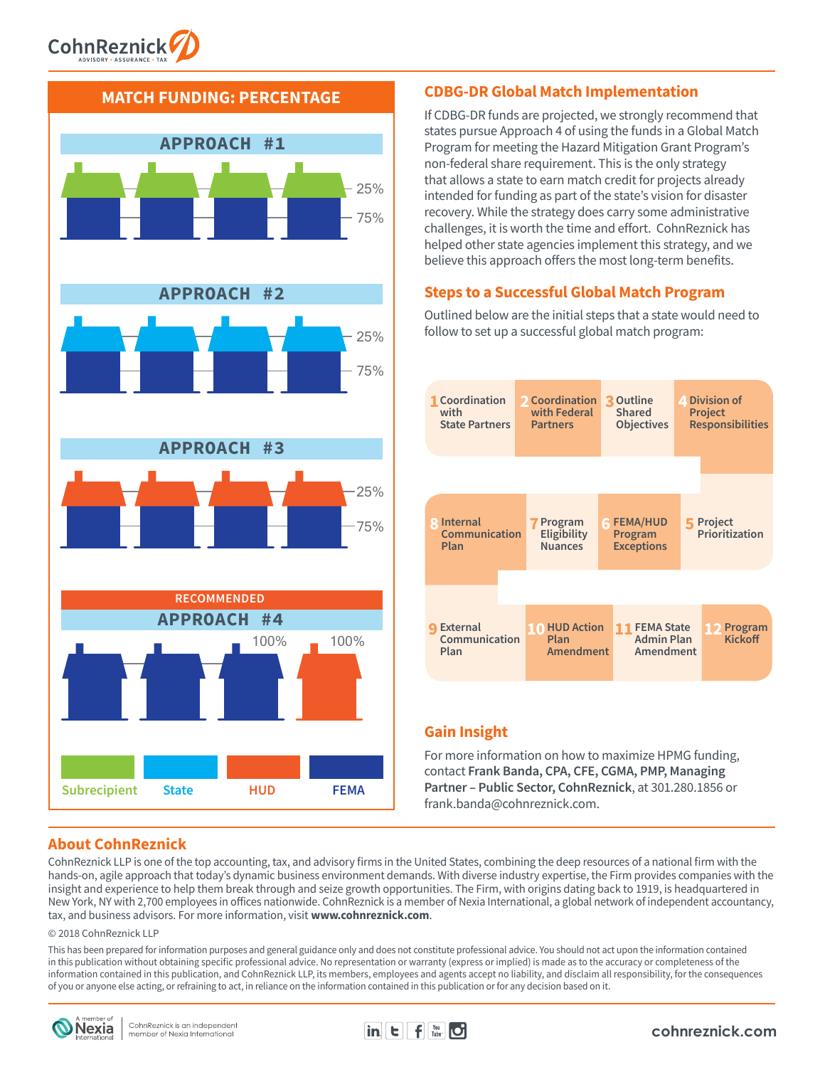## MATCH FUNDING: PERCENTAGE

APPROACH #1

25%

75%

APPROACH #2

25%

75%

APPROACH #3

25%

75%

RECOMMENDED

APPROACH #4

100%

100%

Subrecipient

State

HUD

FEMA

## CDBG-DR Global Match Implementation

If CDBG-DR funds are projected, we strongly recommend that states pursue Approach 4 of using the funds in a Global Match Program for meeting the Hazard Mitigation Grant Program's non-federal share requirement. This is the only strategy that allows a state to earn match credit for projects already intended for funding as part of the state's vision for disaster recovery. While the strategy does carry some administrative challenges, it is worth the time and effort. CohnReznick has helped other state agencies implement this strategy, and we believe this approach offers the most long-term benefits.

## Steps to a Successful Global Match Program

Outlined below are the initial steps that a state would need to follow to set up a successful global match program:

1. Coordination with State Partners
2. Coordination with Federal Partners
3. Outline Shared Objectives
4. Division of Project Responsibilities
5. Project Prioritization
6. FEMA/HUD Program Exceptions
7. Program Eligibility Nuances
8. Internal Communication Plan
9. External Communication Plan
10. HUD Action Plan Amendment
11. FEMA State Admin Plan Amendment
12. Program Kickoff

## Gain Insight

For more information on how to maximize HPMG funding, contact **Frank Banda, CPA, CFE, CGMA, PMP, Managing Partner – Public Sector, CohnReznick**, at 301.280.1856 or frank.banda@cohnreznick.com.

## About CohnReznick

CohnReznick LLP is one of the top accounting, tax, and advisory firms in the United States, combining the deep resources of a national firm with the hands-on, agile approach that today's dynamic business environment demands. With diverse industry expertise, the Firm provides companies with the insight and experience to help them break through and seize growth opportunities. The Firm, with origins dating back to 1919, is headquartered in New York, NY with 2,700 employees in offices nationwide. CohnReznick is a member of Nexia International, a global network of independent accountancy, tax, and business advisors. For more information, visit **www.cohnreznick.com**.

© 2018 CohnReznick LLP

This has been prepared for information purposes and general guidance only and does not constitute professional advice. You should not act upon the information contained in this publication without obtaining specific professional advice. No representation or warranty (express or implied) is made as to the accuracy or completeness of the information contained in this publication, and CohnReznick LLP, its members, employees and agents accept no liability, and disclaim all responsibility, for the consequences of you or anyone else acting, or refraining to act, in reliance on the information contained in this publication or for any decision based on it.

CohnReznick is an independent member of Nexia International

cohnreznick.com